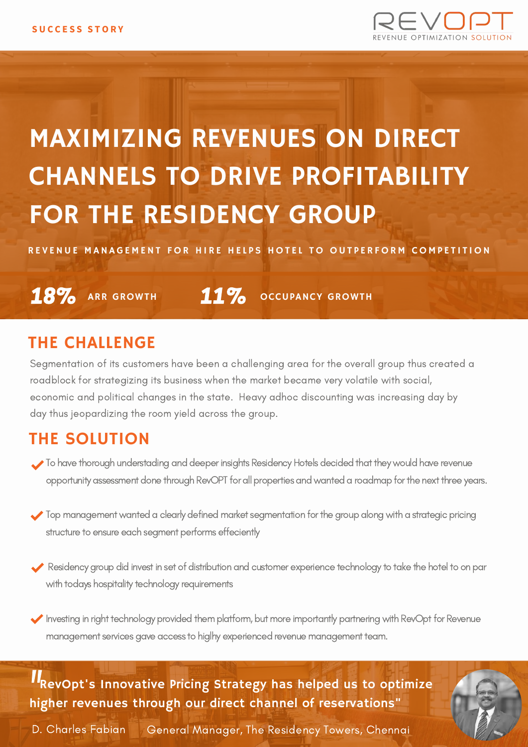SUCCESS STORY

REVOPT
REVENUE OPTIMIZATION SOLUTION

# MAXIMIZING REVENUES ON DIRECT CHANNELS TO DRIVE PROFITABILITY FOR THE RESIDENCY GROUP

REVENUE MANAGEMENT FOR HIRE HELPS HOTEL TO OUTPERFORM COMPETITION

**18%** ARR GROWTH

**11%** OCCUPANCY GROWTH

## THE CHALLENGE

Segmentation of its customers have been a challenging area for the overall group thus created a roadblock for strategizing its business when the market became very volatile with social, economic and political changes in the state. Heavy adhoc discounting was increasing day by day thus jeopardizing the room yield across the group.

## THE SOLUTION

- To have thorough understading and deeper insights Residency Hotels decided that they would have revenue opportunity assessment done through RevOPT for all properties and wanted a roadmap for the next three years.
- Top management wanted a clearly defined market segmentation for the group along with a strategic pricing structure to ensure each segment performs effeciently
- Residency group did invest in set of distribution and customer experience technology to take the hotel to on par with todays hospitality technology requirements
- Investing in right technology provided them platform, but more importantly partnering with RevOpt for Revenue management services gave access to higlhy experienced revenue management team.

"RevOpt's Innovative Pricing Strategy has helped us to optimize higher revenues through our direct channel of reservations"

D. Charles Fabian    General Manager, The Residency Towers, Chennai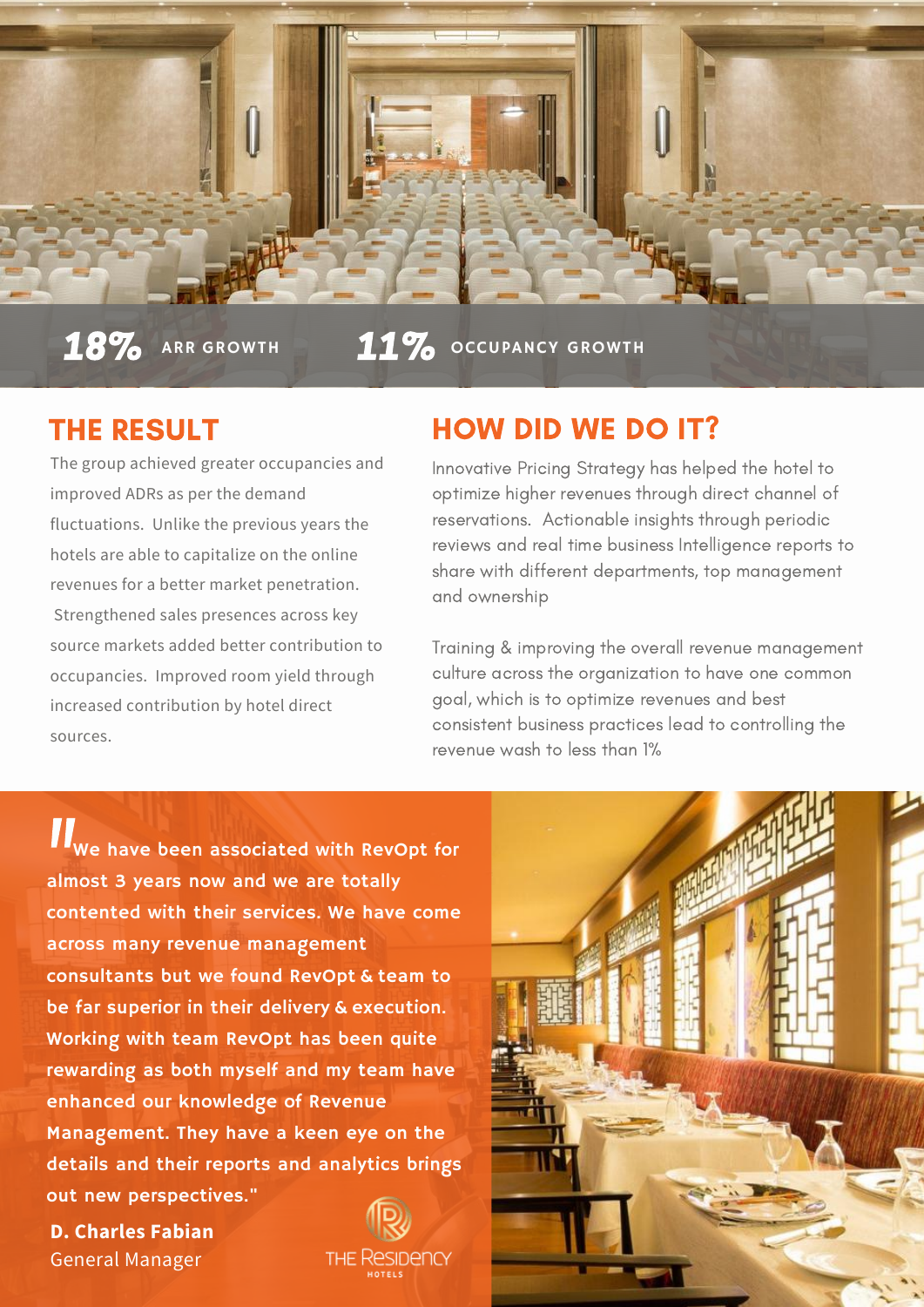**18%** ARR GROWTH

**11%** OCCUPANCY GROWTH

## THE RESULT

The group achieved greater occupancies and improved ADRs as per the demand fluctuations. Unlike the previous years the hotels are able to capitalize on the online revenues for a better market penetration. Strengthened sales presences across key source markets added better contribution to occupancies. Improved room yield through increased contribution by hotel direct sources.

## HOW DID WE DO IT?

Innovative Pricing Strategy has helped the hotel to optimize higher revenues through direct channel of reservations. Actionable insights through periodic reviews and real time business Intelligence reports to share with different departments, top management and ownership

Training & improving the overall revenue management culture across the organization to have one common goal, which is to optimize revenues and best consistent business practices lead to controlling the revenue wash to less than 1%

"We have been associated with RevOpt for almost 3 years now and we are totally contented with their services. We have come across many revenue management consultants but we found RevOpt & team to be far superior in their delivery & execution. Working with team RevOpt has been quite rewarding as both myself and my team have enhanced our knowledge of Revenue Management. They have a keen eye on the details and their reports and analytics brings out new perspectives."

**D. Charles Fabian**
General Manager

THE RESIDENCY HOTELS